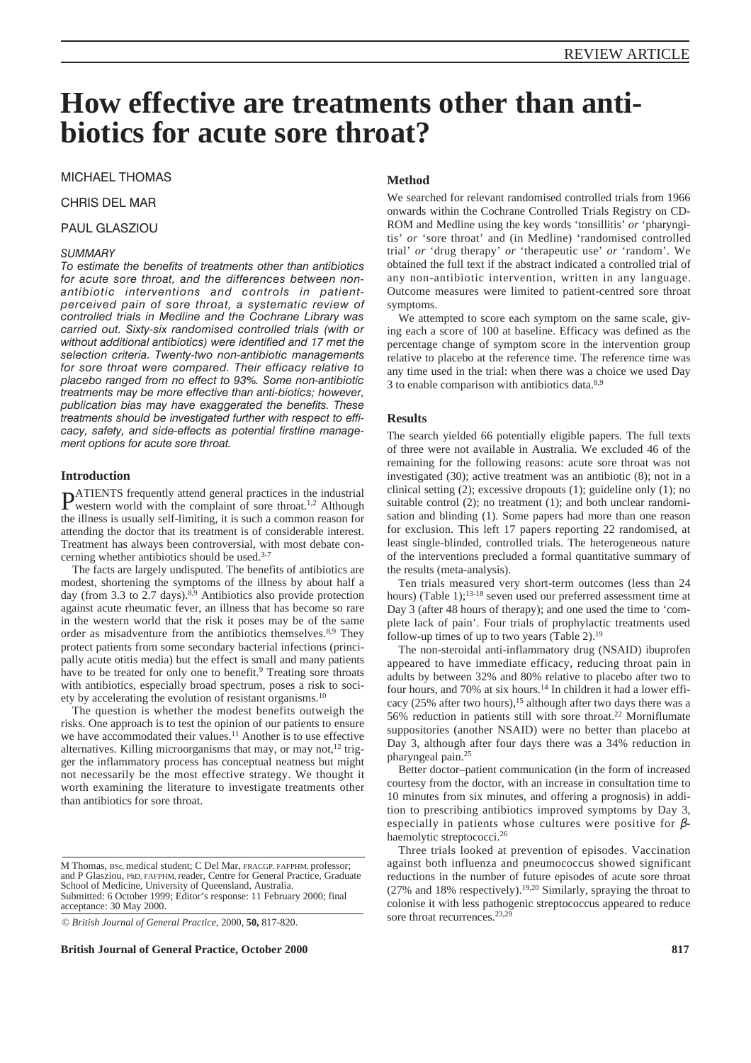# How effective are treatments other than antibiotics for acute sore throat?

MICHAEL THOMAS

CHRIS DEL MAR

PAUL GLASZIOU

### *SUMMARY*

*To estimate the benefits of treatments other than antibiotics for acute sore throat, and the differences between non-antibiotic interventions and controls in patient-perceived pain of sore throat, a systematic review of controlled trials in Medline and the Cochrane Library was carried out. Sixty-six randomised controlled trials (with or without additional antibiotics) were identified and 17 met the selection criteria. Twenty-two non-antibiotic managements for sore throat were compared. Their efficacy relative to placebo ranged from no effect to 93%. Some non-antibiotic treatments may be more effective than anti-biotics; however, publication bias may have exaggerated the benefits. These treatments should be investigated further with respect to efficacy, safety, and side-effects as potential firstline management options for acute sore throat.*

## Introduction

PATIENTS frequently attend general practices in the industrial western world with the complaint of sore throat.[1,2] Although the illness is usually self-limiting, it is such a common reason for attending the doctor that its treatment is of considerable interest. Treatment has always been controversial, with most debate concerning whether antibiotics should be used.[3-7]

The facts are largely undisputed. The benefits of antibiotics are modest, shortening the symptoms of the illness by about half a day (from 3.3 to 2.7 days).[8,9] Antibiotics also provide protection against acute rheumatic fever, an illness that has become so rare in the western world that the risk it poses may be of the same order as misadventure from the antibiotics themselves.[8,9] They protect patients from some secondary bacterial infections (principally acute otitis media) but the effect is small and many patients have to be treated for only one to benefit.[9] Treating sore throats with antibiotics, especially broad spectrum, poses a risk to society by accelerating the evolution of resistant organisms.[10]

The question is whether the modest benefits outweigh the risks. One approach is to test the opinion of our patients to ensure we have accommodated their values.[11] Another is to use effective alternatives. Killing microorganisms that may, or may not,[12] trigger the inflammatory process has conceptual neatness but might not necessarily be the most effective strategy. We thought it worth examining the literature to investigate treatments other than antibiotics for sore throat.

M Thomas, BSc, medical student; C Del Mar, FRACGP, FAFPHM, professor; and P Glasziou, PhD, FAFPHM, reader, Centre for General Practice, Graduate School of Medicine, University of Queensland, Australia.
Submitted: 6 October 1999; Editor's response: 11 February 2000; final acceptance: 30 May 2000.

© *British Journal of General Practice*, 2000, **50,** 817-820.

## Method

We searched for relevant randomised controlled trials from 1966 onwards within the Cochrane Controlled Trials Registry on CD-ROM and Medline using the key words 'tonsillitis' *or* 'pharyngitis' *or* 'sore throat' and (in Medline) 'randomised controlled trial' *or* 'drug therapy' *or* 'therapeutic use' *or* 'random'. We obtained the full text if the abstract indicated a controlled trial of any non-antibiotic intervention, written in any language. Outcome measures were limited to patient-centred sore throat symptoms.

We attempted to score each symptom on the same scale, giving each a score of 100 at baseline. Efficacy was defined as the percentage change of symptom score in the intervention group relative to placebo at the reference time. The reference time was any time used in the trial: when there was a choice we used Day 3 to enable comparison with antibiotics data.[8,9]

## Results

The search yielded 66 potentially eligible papers. The full texts of three were not available in Australia. We excluded 46 of the remaining for the following reasons: acute sore throat was not investigated (30); active treatment was an antibiotic (8); not in a clinical setting (2); excessive dropouts (1); guideline only (1); no suitable control (2); no treatment (1); and both unclear randomisation and blinding (1). Some papers had more than one reason for exclusion. This left 17 papers reporting 22 randomised, at least single-blinded, controlled trials. The heterogeneous nature of the interventions precluded a formal quantitative summary of the results (meta-analysis).

Ten trials measured very short-term outcomes (less than 24 hours) (Table 1);[13-18] seven used our preferred assessment time at Day 3 (after 48 hours of therapy); and one used the time to 'complete lack of pain'. Four trials of prophylactic treatments used follow-up times of up to two years (Table 2).[19]

The non-steroidal anti-inflammatory drug (NSAID) ibuprofen appeared to have immediate efficacy, reducing throat pain in adults by between 32% and 80% relative to placebo after two to four hours, and 70% at six hours.[14] In children it had a lower efficacy (25% after two hours),[15] although after two days there was a 56% reduction in patients still with sore throat.[22] Morniflumate suppositories (another NSAID) were no better than placebo at Day 3, although after four days there was a 34% reduction in pharyngeal pain.[25]

Better doctor–patient communication (in the form of increased courtesy from the doctor, with an increase in consultation time to 10 minutes from six minutes, and offering a prognosis) in addition to prescribing antibiotics improved symptoms by Day 3, especially in patients whose cultures were positive for $\beta$-haemolytic streptococci.[26]

Three trials looked at prevention of episodes. Vaccination against both influenza and pneumococcus showed significant reductions in the number of future episodes of acute sore throat (27% and 18% respectively).[19,20] Similarly, spraying the throat to colonise it with less pathogenic streptococcus appeared to reduce sore throat recurrences.[23,29]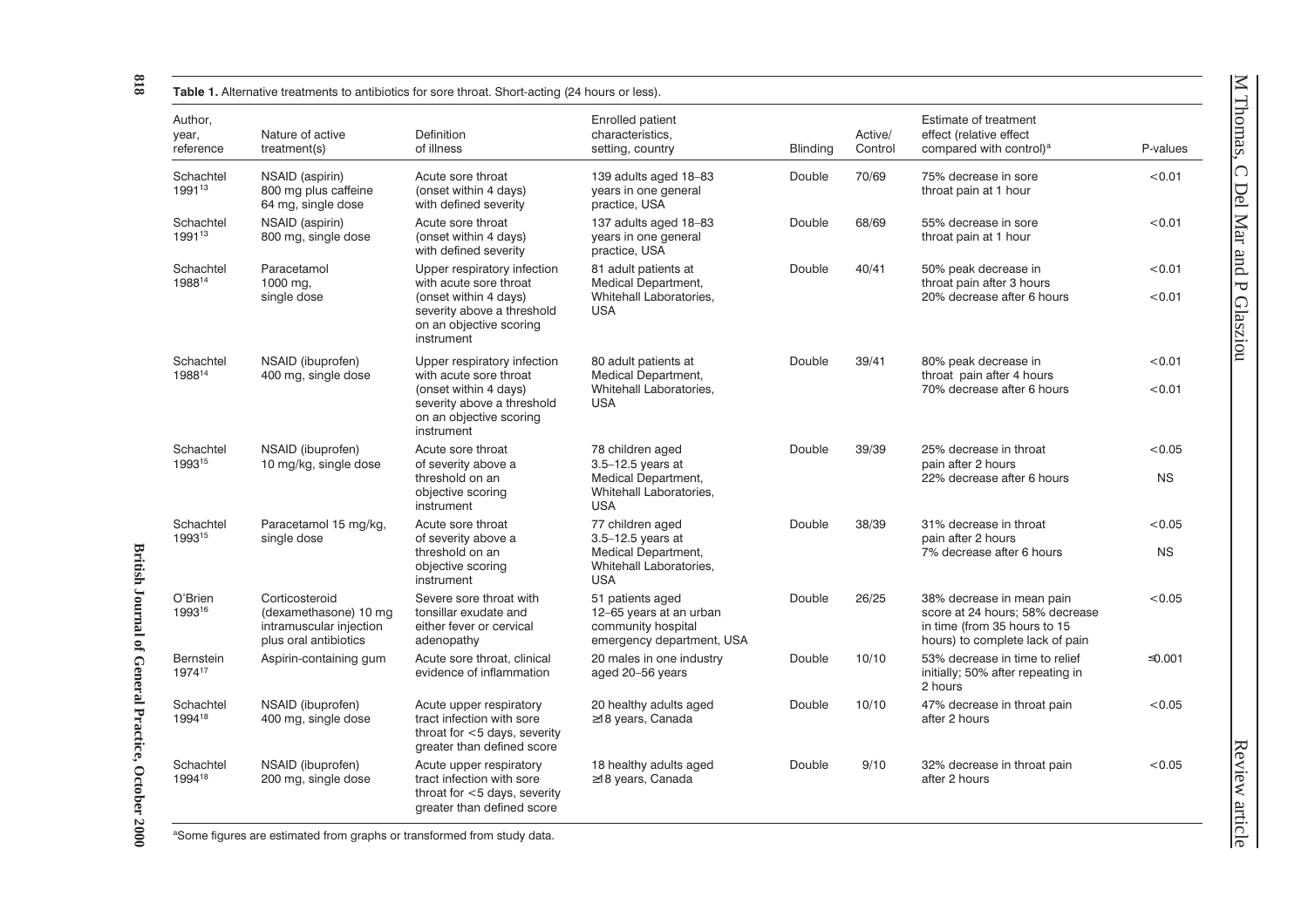**Table 1.** Alternative treatments to antibiotics for sore throat. Short-acting (24 hours or less).

| Author, year, reference | Nature of active treatment(s) | Definition of illness | Enrolled patient characteristics, setting, country | Blinding | Active/ Control | Estimate of treatment effect (relative effect compared with control)[a] | P-values |
|---|---|---|---|---|---|---|---|
| Schachtel 1991[13] | NSAID (aspirin) 800 mg plus caffeine 64 mg, single dose | Acute sore throat (onset within 4 days) with defined severity | 139 adults aged 18–83 years in one general practice, USA | Double | 70/69 | 75% decrease in sore throat pain at 1 hour | <0.01 |
| Schachtel 1991[13] | NSAID (aspirin) 800 mg, single dose | Acute sore throat (onset within 4 days) with defined severity | 137 adults aged 18–83 years in one general practice, USA | Double | 68/69 | 55% decrease in sore throat pain at 1 hour | <0.01 |
| Schachtel 1988[14] | Paracetamol 1000 mg, single dose | Upper respiratory infection with acute sore throat (onset within 4 days) severity above a threshold on an objective scoring instrument | 81 adult patients at Medical Department, Whitehall Laboratories, USA | Double | 40/41 | 50% peak decrease in throat pain after 3 hours<br>20% decrease after 6 hours | <0.01<br>AND<br><0.01 |
| Schachtel 1988[14] | NSAID (ibuprofen) 400 mg, single dose | Upper respiratory infection with acute sore throat (onset within 4 days) severity above a threshold on an objective scoring instrument | 80 adult patients at Medical Department, Whitehall Laboratories, USA | Double | 39/41 | 80% peak decrease in throat pain after 4 hours<br>70% decrease after 6 hours | <0.01<br><0.01 |
| Schachtel 1993[15] | NSAID (ibuprofen) 10 mg/kg, single dose | Acute sore throat of severity above a threshold on an objective scoring instrument | 78 children aged 3.5–12.5 years at Medical Department, Whitehall Laboratories, USA | Double | 39/39 | 25% decrease in throat pain after 2 hours<br>22% decrease after 6 hours | <0.05<br>NS |
| Schachtel 1993[15] | Paracetamol 15 mg/kg, single dose | Acute sore throat of severity above a threshold on an objective scoring instrument | 77 children aged 3.5–12.5 years at Medical Department, Whitehall Laboratories, USA | Double | 38/39 | 31% decrease in throat pain after 2 hours<br>7% decrease after 6 hours | <0.05<br>NS |
| O'Brien 1993[16] | Corticosteroid (dexamethasone) 10 mg intramuscular injection plus oral antibiotics | Severe sore throat with tonsillar exudate and either fever or cervical adenopathy | 51 patients aged 12–65 years at an urban community hospital emergency department, USA | Double | 26/25 | 38% decrease in mean pain score at 24 hours; 58% decrease in time (from 35 hours to 15 hours) to complete lack of pain | <0.05 |
| Bernstein 1974[17] | Aspirin-containing gum | Acute sore throat, clinical evidence of inflammation | 20 males in one industry aged 20–56 years | Double | 10/10 | 53% decrease in time to relief initially; 50% after repeating in 2 hours | ≤0.001 |
| Schachtel 1994[18] | NSAID (ibuprofen) 400 mg, single dose | Acute upper respiratory tract infection with sore throat for <5 days, severity greater than defined score | 20 healthy adults aged ≥18 years, Canada | Double | 10/10 | 47% decrease in throat pain after 2 hours | <0.05 |
| Schachtel 1994[18] | NSAID (ibuprofen) 200 mg, single dose | Acute upper respiratory tract infection with sore throat for <5 days, severity greater than defined score | 18 healthy adults aged ≥18 years, Canada | Double | 9/10 | 32% decrease in throat pain after 2 hours | <0.05 |

[a]Some figures are estimated from graphs or transformed from study data.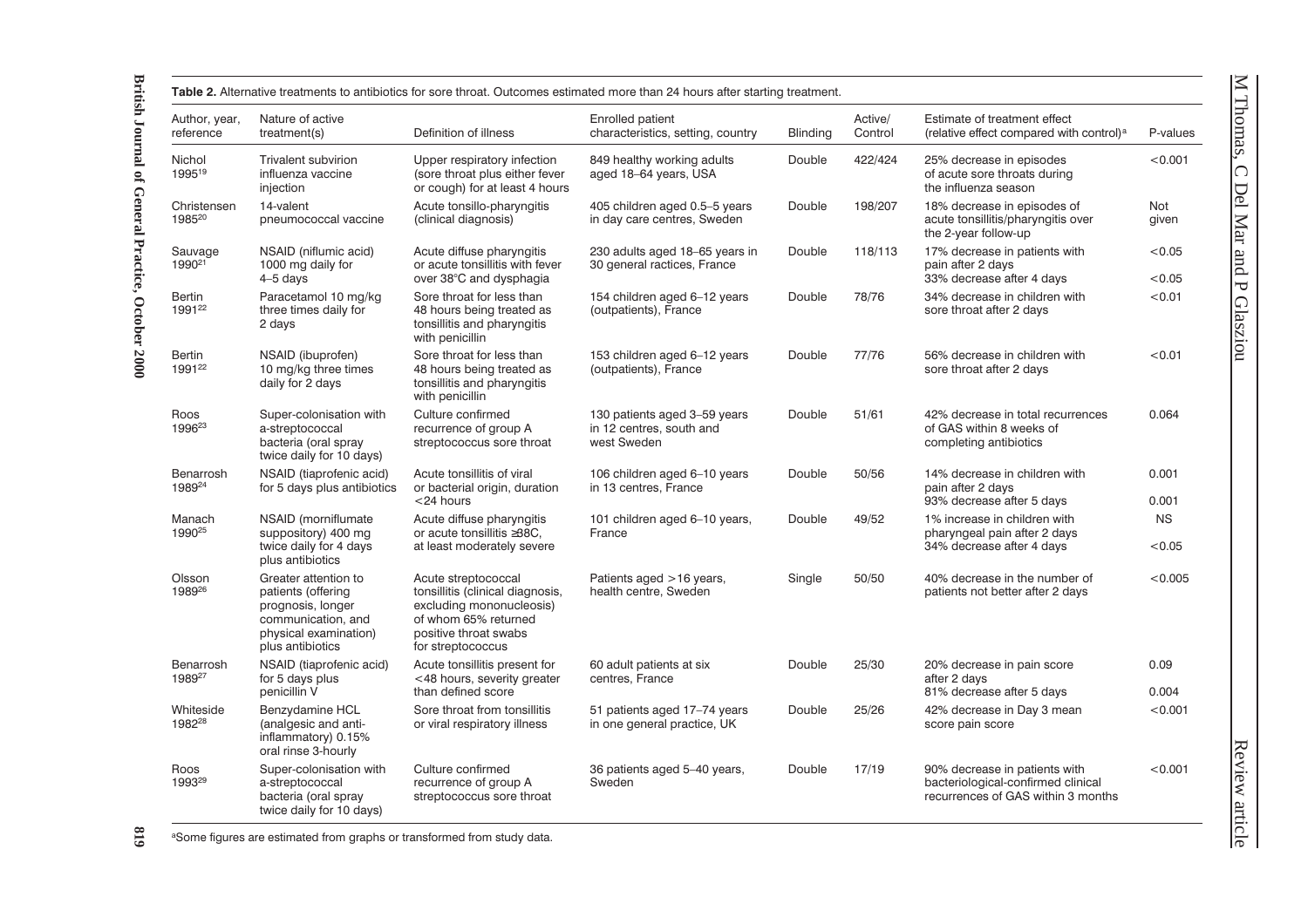**Table 2.** Alternative treatments to antibiotics for sore throat. Outcomes estimated more than 24 hours after starting treatment.

| Author, year, reference | Nature of active treatment(s) | Definition of illness | Enrolled patient characteristics, setting, country | Blinding | Active/ Control | Estimate of treatment effect (relative effect compared with control)[a] | P-values |
|---|---|---|---|---|---|---|---|
| Nichol 1995[19] | Trivalent subvirion influenza vaccine injection | Upper respiratory infection (sore throat plus either fever or cough) for at least 4 hours | 849 healthy working adults aged 18–64 years, USA | Double | 422/424 | 25% decrease in episodes of acute sore throats during the influenza season | <0.001 |
| Christensen 1985[20] | 14-valent pneumococcal vaccine | Acute tonsillo-pharyngitis (clinical diagnosis) | 405 children aged 0.5–5 years in day care centres, Sweden | Double | 198/207 | 18% decrease in episodes of acute tonsillitis/pharyngitis over the 2-year follow-up | Not given |
| Sauvage 1990[21] | NSAID (niflumic acid) 1000 mg daily for 4–5 days | Acute diffuse pharyngitis or acute tonsillitis with fever over 38°C and dysphagia | 230 adults aged 18–65 years in 30 general ractices, France | Double | 118/113 | 17% decrease in patients with pain after 2 days<br>33% decrease after 4 days | <0.05<br><0.05 |
| Bertin 1991[22] | Paracetamol 10 mg/kg three times daily for 2 days | Sore throat for less than 48 hours being treated as tonsillitis and pharyngitis with penicillin | 154 children aged 6–12 years (outpatients), France | Double | 78/76 | 34% decrease in children with sore throat after 2 days | <0.01 |
| Bertin 1991[22] | NSAID (ibuprofen) 10 mg/kg three times daily for 2 days | Sore throat for less than 48 hours being treated as tonsillitis and pharyngitis with penicillin | 153 children aged 6–12 years (outpatients), France | Double | 77/76 | 56% decrease in children with sore throat after 2 days | <0.01 |
| Roos 1996[23] | Super-colonisation with a-streptococcal bacteria (oral spray twice daily for 10 days) | Culture confirmed recurrence of group A streptococcus sore throat | 130 patients aged 3–59 years in 12 centres, south and west Sweden | Double | 51/61 | 42% decrease in total recurrences of GAS within 8 weeks of completing antibiotics | 0.064 |
| Benarrosh 1989[24] | NSAID (tiaprofenic acid) for 5 days plus antibiotics | Acute tonsillitis of viral or bacterial origin, duration <24 hours | 106 children aged 6–10 years in 13 centres, France | Double | 50/56 | 14% decrease in children with pain after 2 days<br>93% decrease after 5 days | 0.001<br>0.001 |
| Manach 1990[25] | NSAID (morniflumate suppository) 400 mg twice daily for 4 days plus antibiotics | Acute diffuse pharyngitis or acute tonsillitis ≥38C, at least moderately severe | 101 children aged 6–10 years, France | Double | 49/52 | 1% increase in children with pharyngeal pain after 2 days<br>34% decrease after 4 days | NS<br><0.05 |
| Olsson 1989[26] | Greater attention to patients (offering prognosis, longer communication, and physical examination) plus antibiotics | Acute streptococcal tonsillitis (clinical diagnosis, excluding mononucleosis) of whom 65% returned positive throat swabs for streptococcus | Patients aged >16 years, health centre, Sweden | Single | 50/50 | 40% decrease in the number of patients not better after 2 days | <0.005 |
| Benarrosh 1989[27] | NSAID (tiaprofenic acid) for 5 days plus penicillin V | Acute tonsillitis present for <48 hours, severity greater than defined score | 60 adult patients at six centres, France | Double | 25/30 | 20% decrease in pain score after 2 days<br>81% decrease after 5 days | 0.09<br>0.004 |
| Whiteside 1982[28] | Benzydamine HCL (analgesic and anti-inflammatory) 0.15% oral rinse 3-hourly | Sore throat from tonsillitis or viral respiratory illness | 51 patients aged 17–74 years in one general practice, UK | Double | 25/26 | 42% decrease in Day 3 mean score pain score | <0.001 |
| Roos 1993[29] | Super-colonisation with a-streptococcal bacteria (oral spray twice daily for 10 days) | Culture confirmed recurrence of group A streptococcus sore throat | 36 patients aged 5–40 years, Sweden | Double | 17/19 | 90% decrease in patients with bacteriological-confirmed clinical recurrences of GAS within 3 months | <0.001 |

[a]Some figures are estimated from graphs or transformed from study data.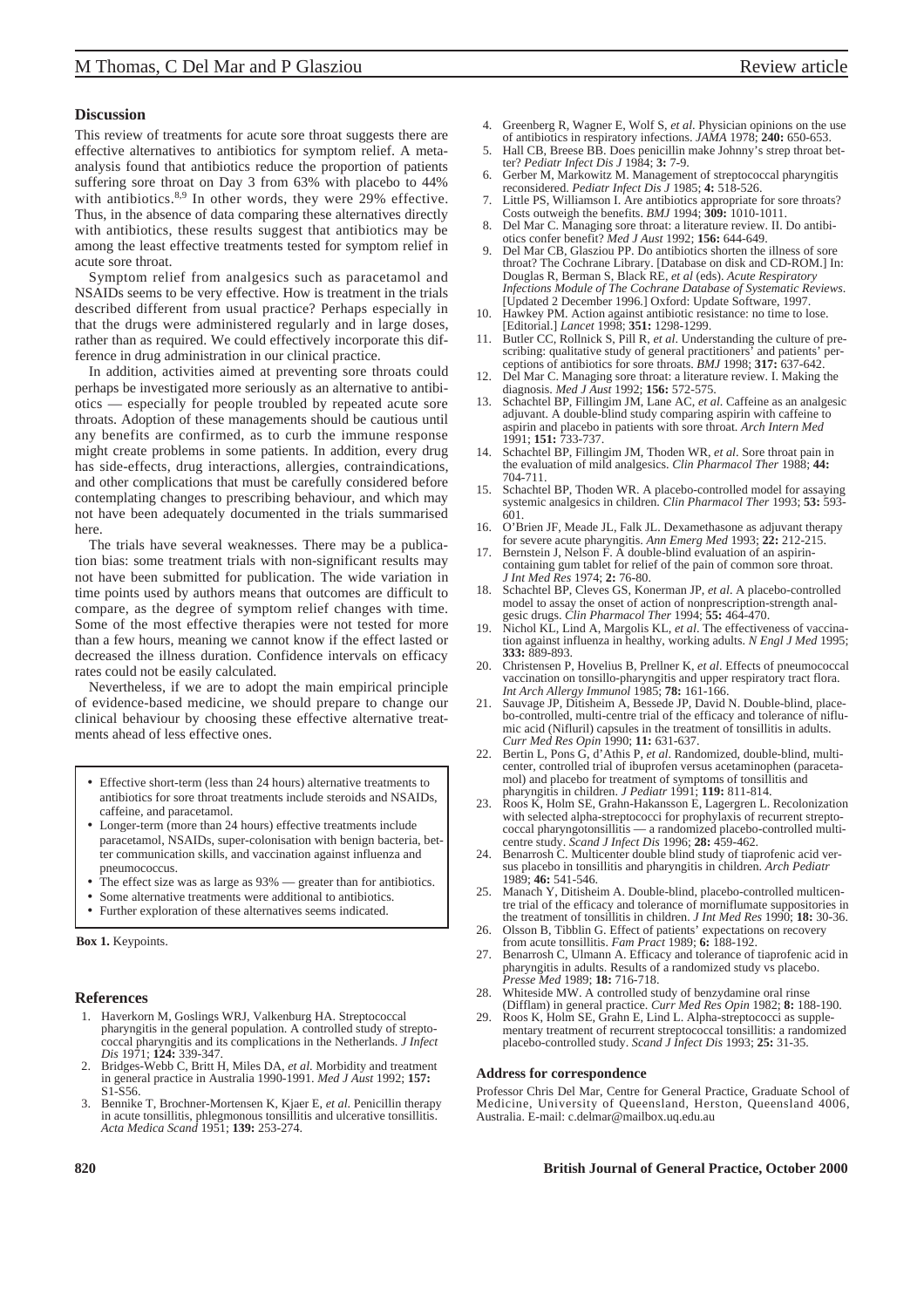## Discussion

This review of treatments for acute sore throat suggests there are effective alternatives to antibiotics for symptom relief. A meta-analysis found that antibiotics reduce the proportion of patients suffering sore throat on Day 3 from 63% with placebo to 44% with antibiotics.[8,9] In other words, they were 29% effective. Thus, in the absence of data comparing these alternatives directly with antibiotics, these results suggest that antibiotics may be among the least effective treatments tested for symptom relief in acute sore throat.

Symptom relief from analgesics such as paracetamol and NSAIDs seems to be very effective. How is treatment in the trials described different from usual practice? Perhaps especially in that the drugs were administered regularly and in large doses, rather than as required. We could effectively incorporate this difference in drug administration in our clinical practice.

In addition, activities aimed at preventing sore throats could perhaps be investigated more seriously as an alternative to antibiotics — especially for people troubled by repeated acute sore throats. Adoption of these managements should be cautious until any benefits are confirmed, as to curb the immune response might create problems in some patients. In addition, every drug has side-effects, drug interactions, allergies, contraindications, and other complications that must be carefully considered before contemplating changes to prescribing behaviour, and which may not have been adequately documented in the trials summarised here.

The trials have several weaknesses. There may be a publication bias: some treatment trials with non-significant results may not have been submitted for publication. The wide variation in time points used by authors means that outcomes are difficult to compare, as the degree of symptom relief changes with time. Some of the most effective therapies were not tested for more than a few hours, meaning we cannot know if the effect lasted or decreased the illness duration. Confidence intervals on efficacy rates could not be easily calculated.

Nevertheless, if we are to adopt the main empirical principle of evidence-based medicine, we should prepare to change our clinical behaviour by choosing these effective alternative treatments ahead of less effective ones.

- Effective short-term (less than 24 hours) alternative treatments to antibiotics for sore throat treatments include steroids and NSAIDs, caffeine, and paracetamol.
- Longer-term (more than 24 hours) effective treatments include paracetamol, NSAIDs, super-colonisation with benign bacteria, better communication skills, and vaccination against influenza and pneumococcus.
- The effect size was as large as 93% — greater than for antibiotics.
- Some alternative treatments were additional to antibiotics.
- Further exploration of these alternatives seems indicated.

**Box 1.** Keypoints.

## References

1. Haverkorn M, Goslings WRJ, Valkenburg HA. Streptococcal pharyngitis in the general population. A controlled study of streptococcal pharyngitis and its complications in the Netherlands. *J Infect Dis* 1971; **124:** 339-347.
2. Bridges-Webb C, Britt H, Miles DA, *et al.* Morbidity and treatment in general practice in Australia 1990-1991. *Med J Aust* 1992; **157:** S1-S56.
3. Bennike T, Brochner-Mortensen K, Kjaer E, *et al.* Penicillin therapy in acute tonsillitis, phlegmonous tonsillitis and ulcerative tonsillitis. *Acta Medica Scand* 1951; **139:** 253-274.
4. Greenberg R, Wagner E, Wolf S, *et al.* Physician opinions on the use of antibiotics in respiratory infections. *JAMA* 1978; **240:** 650-653.
5. Hall CB, Breese BB. Does penicillin make Johnny's strep throat better? *Pediatr Infect Dis J* 1984; **3:** 7-9.
6. Gerber M, Markowitz M. Management of streptococcal pharyngitis reconsidered. *Pediatr Infect Dis J* 1985; **4:** 518-526.
7. Little PS, Williamson I. Are antibiotics appropriate for sore throats? Costs outweigh the benefits. *BMJ* 1994; **309:** 1010-1011.
8. Del Mar C. Managing sore throat: a literature review. II. Do antibiotics confer benefit? *Med J Aust* 1992; **156:** 644-649.
9. Del Mar CB, Glasziou PP. Do antibiotics shorten the illness of sore throat? The Cochrane Library. [Database on disk and CD-ROM.] In: Douglas R, Berman S, Black RE, *et al* (eds). *Acute Respiratory Infections Module of The Cochrane Database of Systematic Reviews*. [Updated 2 December 1996.] Oxford: Update Software, 1997.
10. Hawkey PM. Action against antibiotic resistance: no time to lose. [Editorial.] *Lancet* 1998; **351:** 1298-1299.
11. Butler CC, Rollnick S, Pill R, *et al.* Understanding the culture of prescribing: qualitative study of general practitioners' and patients' perceptions of antibiotics for sore throats. *BMJ* 1998; **317:** 637-642.
12. Del Mar C. Managing sore throat: a literature review. I. Making the diagnosis. *Med J Aust* 1992; **156:** 572-575.
13. Schachtel BP, Fillingim JM, Lane AC, *et al.* Caffeine as an analgesic adjuvant. A double-blind study comparing aspirin with caffeine to aspirin and placebo in patients with sore throat. *Arch Intern Med* 1991; **151:** 733-737.
14. Schachtel BP, Fillingim JM, Thoden WR, *et al.* Sore throat pain in the evaluation of mild analgesics. *Clin Pharmacol Ther* 1988; **44:** 704-711.
15. Schachtel BP, Thoden WR. A placebo-controlled model for assaying systemic analgesics in children. *Clin Pharmacol Ther* 1993; **53:** 593-601.
16. O'Brien JF, Meade JL, Falk JL. Dexamethasone as adjuvant therapy for severe acute pharyngitis. *Ann Emerg Med* 1993; **22:** 212-215.
17. Bernstein J, Nelson F. A double-blind evaluation of an aspirin-containing gum tablet for relief of the pain of common sore throat. *J Int Med Res* 1974; **2:** 76-80.
18. Schachtel BP, Cleves GS, Konerman JP, *et al.* A placebo-controlled model to assay the onset of action of nonprescription-strength analgesic drugs. *Clin Pharmacol Ther* 1994; **55:** 464-470.
19. Nichol KL, Lind A, Margolis KL, *et al.* The effectiveness of vaccination against influenza in healthy, working adults. *N Engl J Med* 1995; **333:** 889-893.
20. Christensen P, Hovelius B, Prellner K, *et al.* Effects of pneumococcal vaccination on tonsillo-pharyngitis and upper respiratory tract flora. *Int Arch Allergy Immunol* 1985; **78:** 161-166.
21. Sauvage JP, Ditisheim A, Bessede JP, David N. Double-blind, placebo-controlled, multi-centre trial of the efficacy and tolerance of niflumic acid (Nifluril) capsules in the treatment of tonsillitis in adults. *Curr Med Res Opin* 1990; **11:** 631-637.
22. Bertin L, Pons G, d'Athis P, *et al.* Randomized, double-blind, multicenter, controlled trial of ibuprofen versus acetaminophen (paracetamol) and placebo for treatment of symptoms of tonsillitis and pharyngitis in children. *J Pediatr* 1991; **119:** 811-814.
23. Roos K, Holm SE, Grahn-Hakansson E, Lagergren L. Recolonization with selected alpha-streptococci for prophylaxis of recurrent streptococcal pharyngotonsillitis — a randomized placebo-controlled multicentre study. *Scand J Infect Dis* 1996; **28:** 459-462.
24. Benarrosh C. Multicenter double blind study of tiaprofenic acid versus placebo in tonsillitis and pharyngitis in children. *Arch Pediatr* 1989; **46:** 541-546.
25. Manach Y, Ditisheim A. Double-blind, placebo-controlled multicentre trial of the efficacy and tolerance of morniflumate suppositories in the treatment of tonsillitis in children. *J Int Med Res* 1990; **18:** 30-36.
26. Olsson B, Tibblin G. Effect of patients' expectations on recovery from acute tonsillitis. *Fam Pract* 1989; **6:** 188-192.
27. Benarrosh C, Ulmann A. Efficacy and tolerance of tiaprofenic acid in pharyngitis in adults. Results of a randomized study vs placebo. *Presse Med* 1989; **18:** 716-718.
28. Whiteside MW. A controlled study of benzydamine oral rinse (Difflam) in general practice. *Curr Med Res Opin* 1982; **8:** 188-190.
29. Roos K, Holm SE, Grahn E, Lind L. Alpha-streptococci as supplementary treatment of recurrent streptococcal tonsillitis: a randomized placebo-controlled study. *Scand J Infect Dis* 1993; **25:** 31-35.

### Address for correspondence

Professor Chris Del Mar, Centre for General Practice, Graduate School of Medicine, University of Queensland, Herston, Queensland 4006, Australia. E-mail: c.delmar@mailbox.uq.edu.au